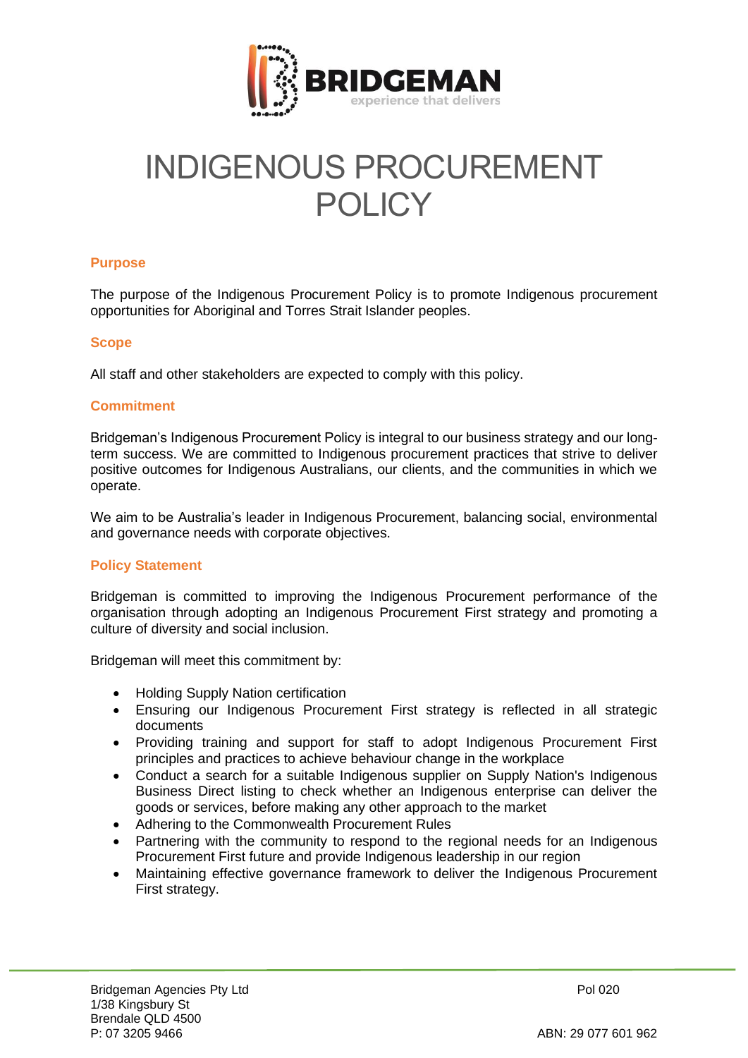# INDIGENOUS PROCUREMENT POLICY

## Purpose

The purpose of the Indigenous Procurement Policy is to promote Indigenous procurement opportunities for Aboriginal and Torres Strait Islander peoples.

## Scope

All staff and other stakeholders are expected to comply with this policy.

## Commitment

Bridgeman's Indigenous Procurement Policy is integral to our business strategy and our long-term success. We are committed to Indigenous procurement practices that strive to deliver positive outcomes for Indigenous Australians, our clients, and the communities in which we operate.

We aim to be Australia's leader in Indigenous Procurement, balancing social, environmental and governance needs with corporate objectives.

## Policy Statement

Bridgeman is committed to improving the Indigenous Procurement performance of the organisation through adopting an Indigenous Procurement First strategy and promoting a culture of diversity and social inclusion.

Bridgeman will meet this commitment by:

- Holding Supply Nation certification
- Ensuring our Indigenous Procurement First strategy is reflected in all strategic documents
- Providing training and support for staff to adopt Indigenous Procurement First principles and practices to achieve behaviour change in the workplace
- Conduct a search for a suitable Indigenous supplier on Supply Nation's Indigenous Business Direct listing to check whether an Indigenous enterprise can deliver the goods or services, before making any other approach to the market
- Adhering to the Commonwealth Procurement Rules
- Partnering with the community to respond to the regional needs for an Indigenous Procurement First future and provide Indigenous leadership in our region
- Maintaining effective governance framework to deliver the Indigenous Procurement First strategy.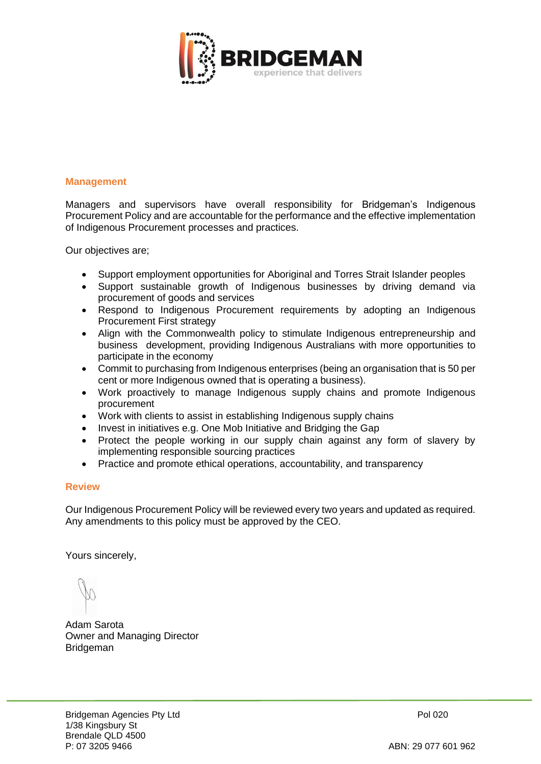## Management

Managers and supervisors have overall responsibility for Bridgeman's Indigenous Procurement Policy and are accountable for the performance and the effective implementation of Indigenous Procurement processes and practices.

Our objectives are;

- Support employment opportunities for Aboriginal and Torres Strait Islander peoples
- Support sustainable growth of Indigenous businesses by driving demand via procurement of goods and services
- Respond to Indigenous Procurement requirements by adopting an Indigenous Procurement First strategy
- Align with the Commonwealth policy to stimulate Indigenous entrepreneurship and business development, providing Indigenous Australians with more opportunities to participate in the economy
- Commit to purchasing from Indigenous enterprises (being an organisation that is 50 per cent or more Indigenous owned that is operating a business).
- Work proactively to manage Indigenous supply chains and promote Indigenous procurement
- Work with clients to assist in establishing Indigenous supply chains
- Invest in initiatives e.g. One Mob Initiative and Bridging the Gap
- Protect the people working in our supply chain against any form of slavery by implementing responsible sourcing practices
- Practice and promote ethical operations, accountability, and transparency

## Review

Our Indigenous Procurement Policy will be reviewed every two years and updated as required. Any amendments to this policy must be approved by the CEO.

Yours sincerely,

Adam Sarota
Owner and Managing Director
Bridgeman

Bridgeman Agencies Pty Ltd
1/38 Kingsbury St
Brendale QLD 4500
P: 07 3205 9466

Pol 020

ABN: 29 077 601 962